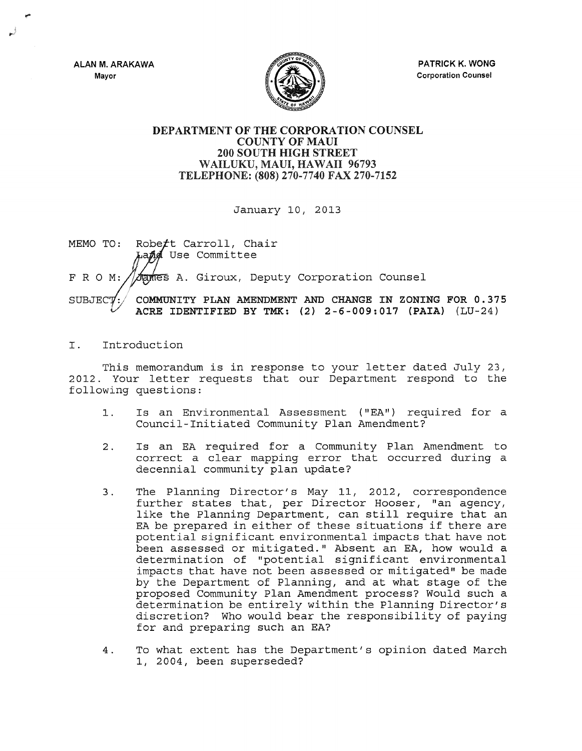ALAN M. ARAKAWA
Mayor

PATRICK K. WONG
Corporation Counsel

**DEPARTMENT OF THE CORPORATION COUNSEL**
**COUNTY OF MAUI**
**200 SOUTH HIGH STREET**
**WAILUKU, MAUI, HAWAII 96793**
**TELEPHONE: (808) 270-7740 FAX 270-7152**

January 10, 2013

MEMO TO: Robert Carroll, Chair
Land Use Committee

F R O M: James A. Giroux, Deputy Corporation Counsel

SUBJECT: **COMMUNITY PLAN AMENDMENT AND CHANGE IN ZONING FOR 0.375 ACRE IDENTIFIED BY TMK: (2) 2-6-009:017 (PAIA)** (LU-24)

I. Introduction

This memorandum is in response to your letter dated July 23, 2012. Your letter requests that our Department respond to the following questions:

1. Is an Environmental Assessment ("EA") required for a Council-Initiated Community Plan Amendment?

2. Is an EA required for a Community Plan Amendment to correct a clear mapping error that occurred during a decennial community plan update?

3. The Planning Director's May 11, 2012, correspondence further states that, per Director Hooser, "an agency, like the Planning Department, can still require that an EA be prepared in either of these situations if there are potential significant environmental impacts that have not been assessed or mitigated." Absent an EA, how would a determination of "potential significant environmental impacts that have not been assessed or mitigated" be made by the Department of Planning, and at what stage of the proposed Community Plan Amendment process? Would such a determination be entirely within the Planning Director's discretion? Who would bear the responsibility of paying for and preparing such an EA?

4. To what extent has the Department's opinion dated March 1, 2004, been superseded?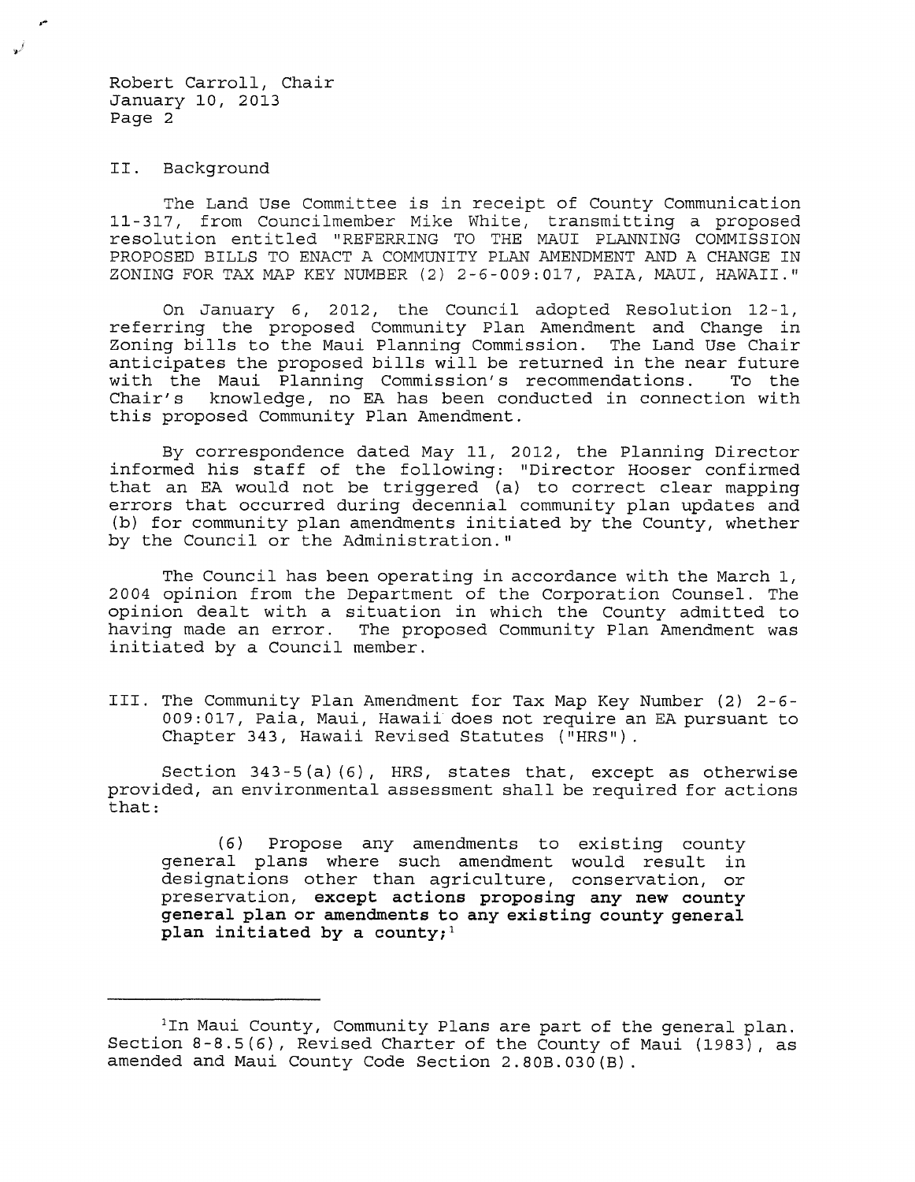Robert Carroll, Chair
January 10, 2013

## II. Background

The Land Use Committee is in receipt of County Communication 11-317, from Councilmember Mike White, transmitting a proposed resolution entitled "REFERRING TO THE MAUI PLANNING COMMISSION PROPOSED BILLS TO ENACT A COMMUNITY PLAN AMENDMENT AND A CHANGE IN ZONING FOR TAX MAP KEY NUMBER (2) 2-6-009:017, PAIA, MAUI, HAWAII."

On January 6, 2012, the Council adopted Resolution 12-1, referring the proposed Community Plan Amendment and Change in Zoning bills to the Maui Planning Commission. The Land Use Chair anticipates the proposed bills will be returned in the near future with the Maui Planning Commission's recommendations. To the Chair's knowledge, no EA has been conducted in connection with this proposed Community Plan Amendment.

By correspondence dated May 11, 2012, the Planning Director informed his staff of the following: "Director Hooser confirmed that an EA would not be triggered (a) to correct clear mapping errors that occurred during decennial community plan updates and (b) for community plan amendments initiated by the County, whether by the Council or the Administration."

The Council has been operating in accordance with the March 1, 2004 opinion from the Department of the Corporation Counsel. The opinion dealt with a situation in which the County admitted to having made an error. The proposed Community Plan Amendment was initiated by a Council member.

## III. The Community Plan Amendment for Tax Map Key Number (2) 2-6-009:017, Paia, Maui, Hawaii does not require an EA pursuant to Chapter 343, Hawaii Revised Statutes ("HRS").

Section 343-5(a)(6), HRS, states that, except as otherwise provided, an environmental assessment shall be required for actions that:

> (6) Propose any amendments to existing county general plans where such amendment would result in designations other than agriculture, conservation, or preservation, **except actions proposing any new county general plan or amendments to any existing county general plan initiated by a county;**[1]

---

[1] In Maui County, Community Plans are part of the general plan. Section 8-8.5(6), Revised Charter of the County of Maui (1983), as amended and Maui County Code Section 2.80B.030(B).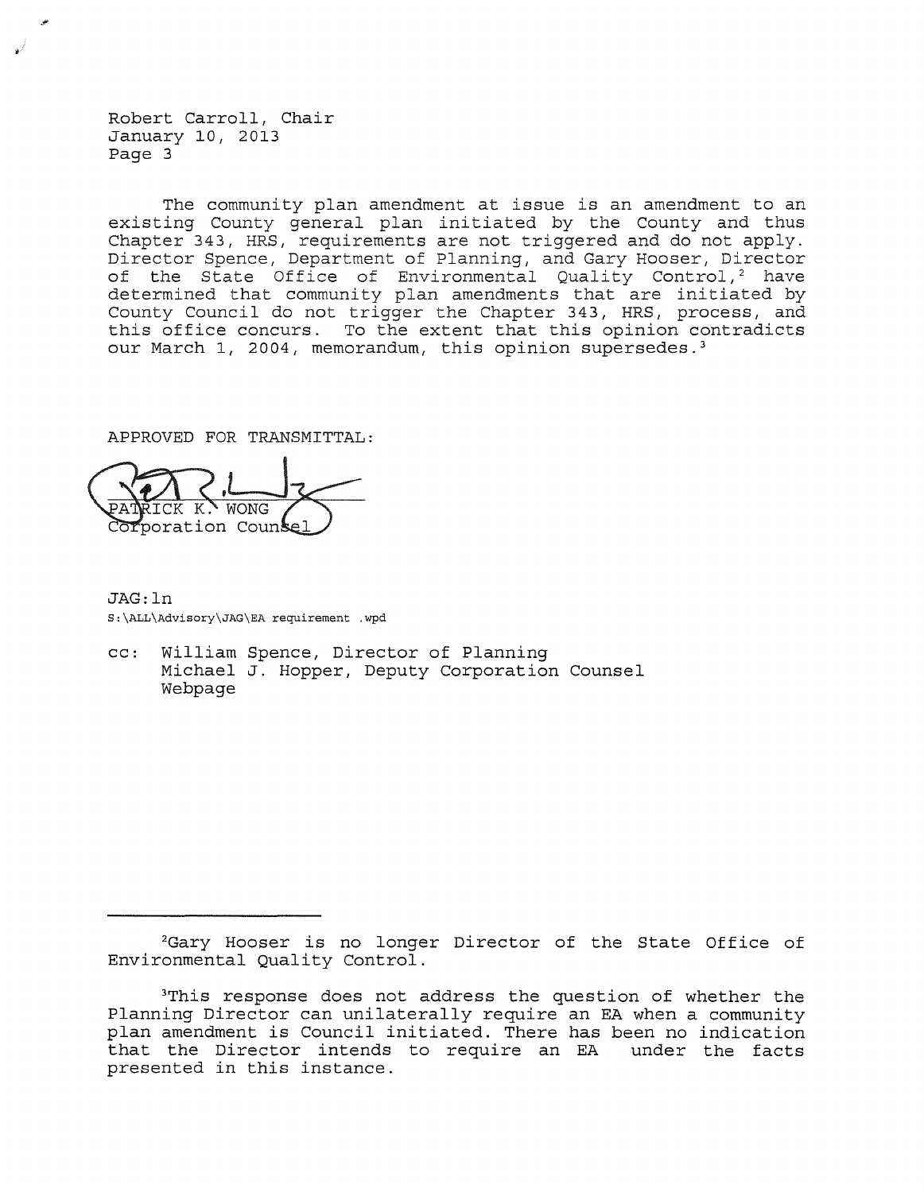The community plan amendment at issue is an amendment to an existing County general plan initiated by the County and thus Chapter 343, HRS, requirements are not triggered and do not apply. Director Spence, Department of Planning, and Gary Hooser, Director of the State Office of Environmental Quality Control,[2] have determined that community plan amendments that are initiated by County Council do not trigger the Chapter 343, HRS, process, and this office concurs. To the extent that this opinion contradicts our March 1, 2004, memorandum, this opinion supersedes.[3]

APPROVED FOR TRANSMITTAL:

PATRICK K. WONG
Corporation Counsel

JAG:ln
S:\ALL\Advisory\JAG\EA requirement .wpd

cc: William Spence, Director of Planning
Michael J. Hopper, Deputy Corporation Counsel
Webpage

---

[2] Gary Hooser is no longer Director of the State Office of Environmental Quality Control.

[3] This response does not address the question of whether the Planning Director can unilaterally require an EA when a community plan amendment is Council initiated. There has been no indication that the Director intends to require an EA under the facts presented in this instance.